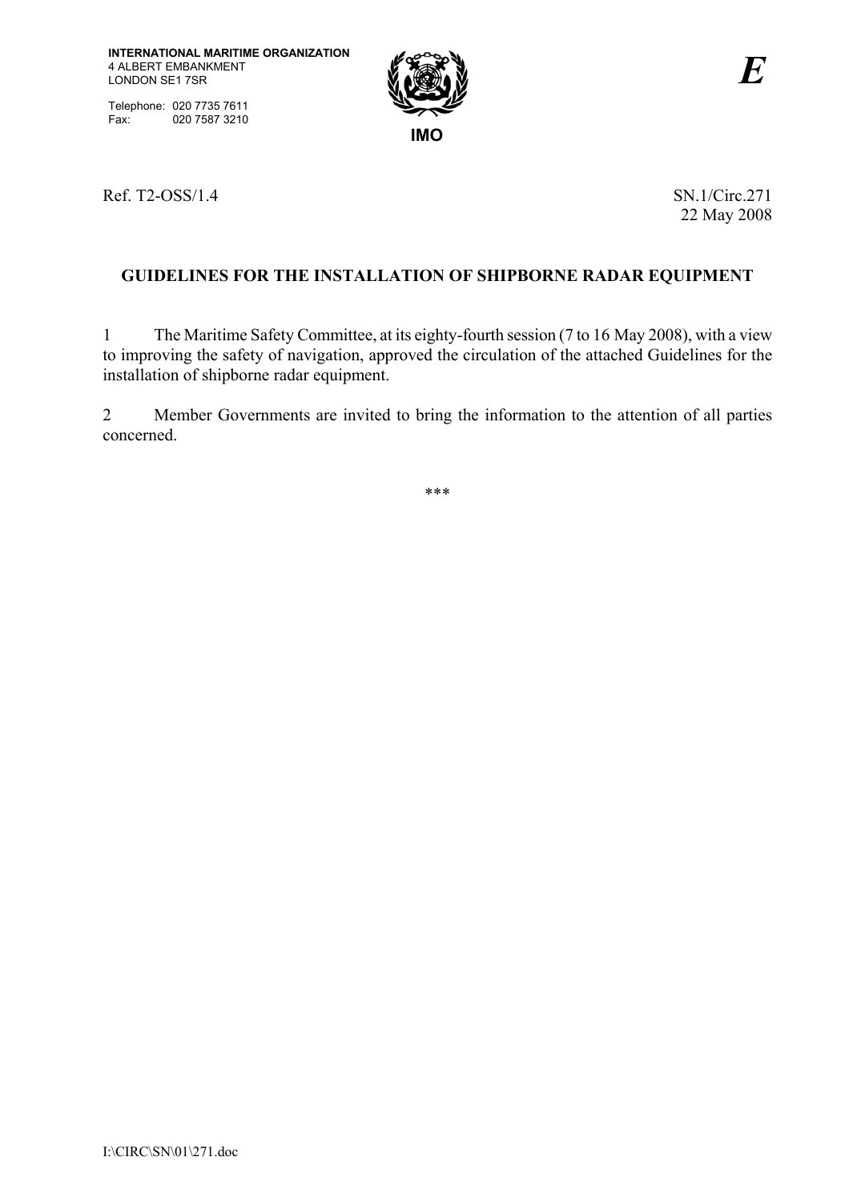INTERNATIONAL MARITIME ORGANIZATION
4 ALBERT EMBANKMENT
LONDON SE1 7SR

Telephone: 020 7735 7611
Fax: 020 7587 3210

IMO

*E*

Ref. T2-OSS/1.4

SN.1/Circ.271
22 May 2008

## GUIDELINES FOR THE INSTALLATION OF SHIPBORNE RADAR EQUIPMENT

1 The Maritime Safety Committee, at its eighty-fourth session (7 to 16 May 2008), with a view to improving the safety of navigation, approved the circulation of the attached Guidelines for the installation of shipborne radar equipment.

2 Member Governments are invited to bring the information to the attention of all parties concerned.

\*\*\*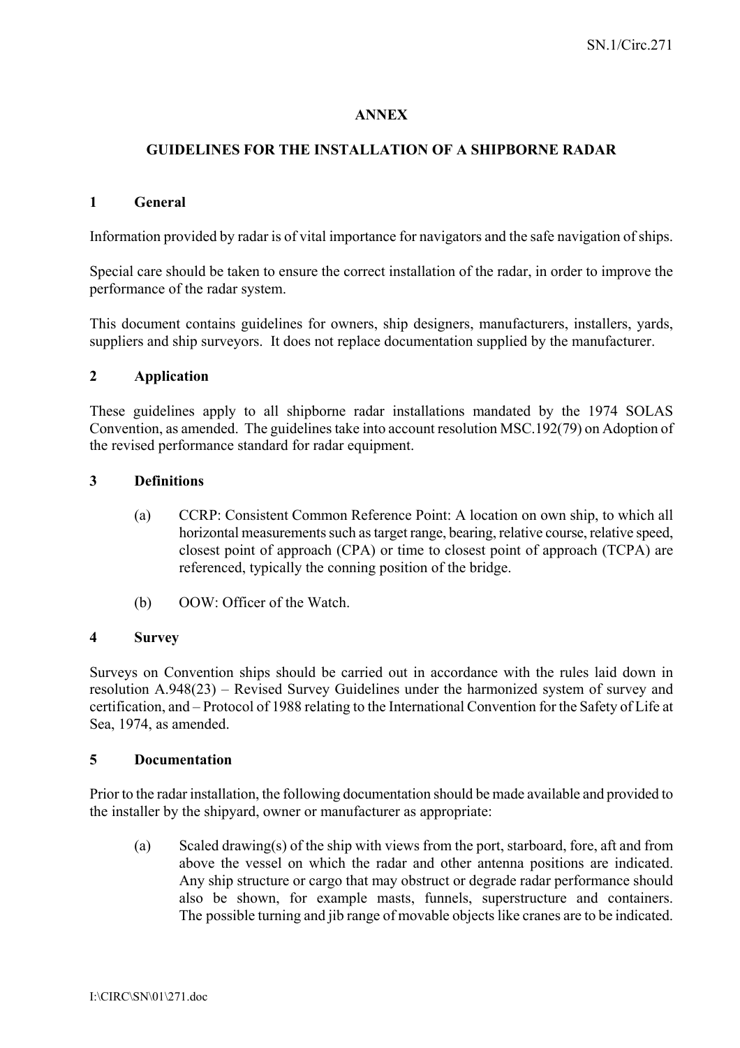## ANNEX

## GUIDELINES FOR THE INSTALLATION OF A SHIPBORNE RADAR

### 1 General

Information provided by radar is of vital importance for navigators and the safe navigation of ships.

Special care should be taken to ensure the correct installation of the radar, in order to improve the performance of the radar system.

This document contains guidelines for owners, ship designers, manufacturers, installers, yards, suppliers and ship surveyors. It does not replace documentation supplied by the manufacturer.

### 2 Application

These guidelines apply to all shipborne radar installations mandated by the 1974 SOLAS Convention, as amended. The guidelines take into account resolution MSC.192(79) on Adoption of the revised performance standard for radar equipment.

### 3 Definitions

(a) CCRP: Consistent Common Reference Point: A location on own ship, to which all horizontal measurements such as target range, bearing, relative course, relative speed, closest point of approach (CPA) or time to closest point of approach (TCPA) are referenced, typically the conning position of the bridge.

(b) OOW: Officer of the Watch.

### 4 Survey

Surveys on Convention ships should be carried out in accordance with the rules laid down in resolution A.948(23) – Revised Survey Guidelines under the harmonized system of survey and certification, and – Protocol of 1988 relating to the International Convention for the Safety of Life at Sea, 1974, as amended.

### 5 Documentation

Prior to the radar installation, the following documentation should be made available and provided to the installer by the shipyard, owner or manufacturer as appropriate:

(a) Scaled drawing(s) of the ship with views from the port, starboard, fore, aft and from above the vessel on which the radar and other antenna positions are indicated. Any ship structure or cargo that may obstruct or degrade radar performance should also be shown, for example masts, funnels, superstructure and containers. The possible turning and jib range of movable objects like cranes are to be indicated.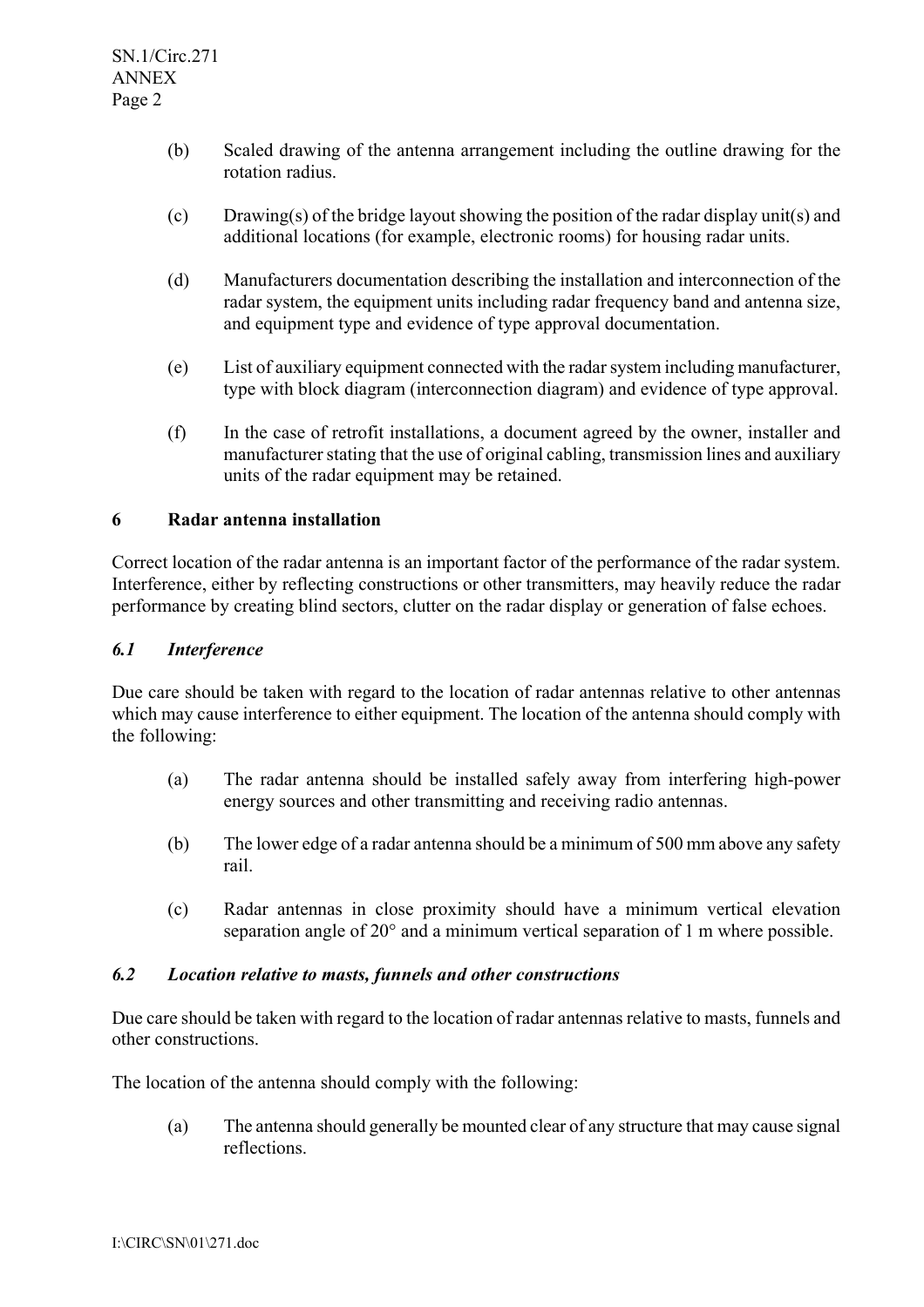(b) Scaled drawing of the antenna arrangement including the outline drawing for the rotation radius.

(c) Drawing(s) of the bridge layout showing the position of the radar display unit(s) and additional locations (for example, electronic rooms) for housing radar units.

(d) Manufacturers documentation describing the installation and interconnection of the radar system, the equipment units including radar frequency band and antenna size, and equipment type and evidence of type approval documentation.

(e) List of auxiliary equipment connected with the radar system including manufacturer, type with block diagram (interconnection diagram) and evidence of type approval.

(f) In the case of retrofit installations, a document agreed by the owner, installer and manufacturer stating that the use of original cabling, transmission lines and auxiliary units of the radar equipment may be retained.

## 6 Radar antenna installation

Correct location of the radar antenna is an important factor of the performance of the radar system. Interference, either by reflecting constructions or other transmitters, may heavily reduce the radar performance by creating blind sectors, clutter on the radar display or generation of false echoes.

### *6.1 Interference*

Due care should be taken with regard to the location of radar antennas relative to other antennas which may cause interference to either equipment. The location of the antenna should comply with the following:

(a) The radar antenna should be installed safely away from interfering high-power energy sources and other transmitting and receiving radio antennas.

(b) The lower edge of a radar antenna should be a minimum of 500 mm above any safety rail.

(c) Radar antennas in close proximity should have a minimum vertical elevation separation angle of 20° and a minimum vertical separation of 1 m where possible.

### *6.2 Location relative to masts, funnels and other constructions*

Due care should be taken with regard to the location of radar antennas relative to masts, funnels and other constructions.

The location of the antenna should comply with the following:

(a) The antenna should generally be mounted clear of any structure that may cause signal reflections.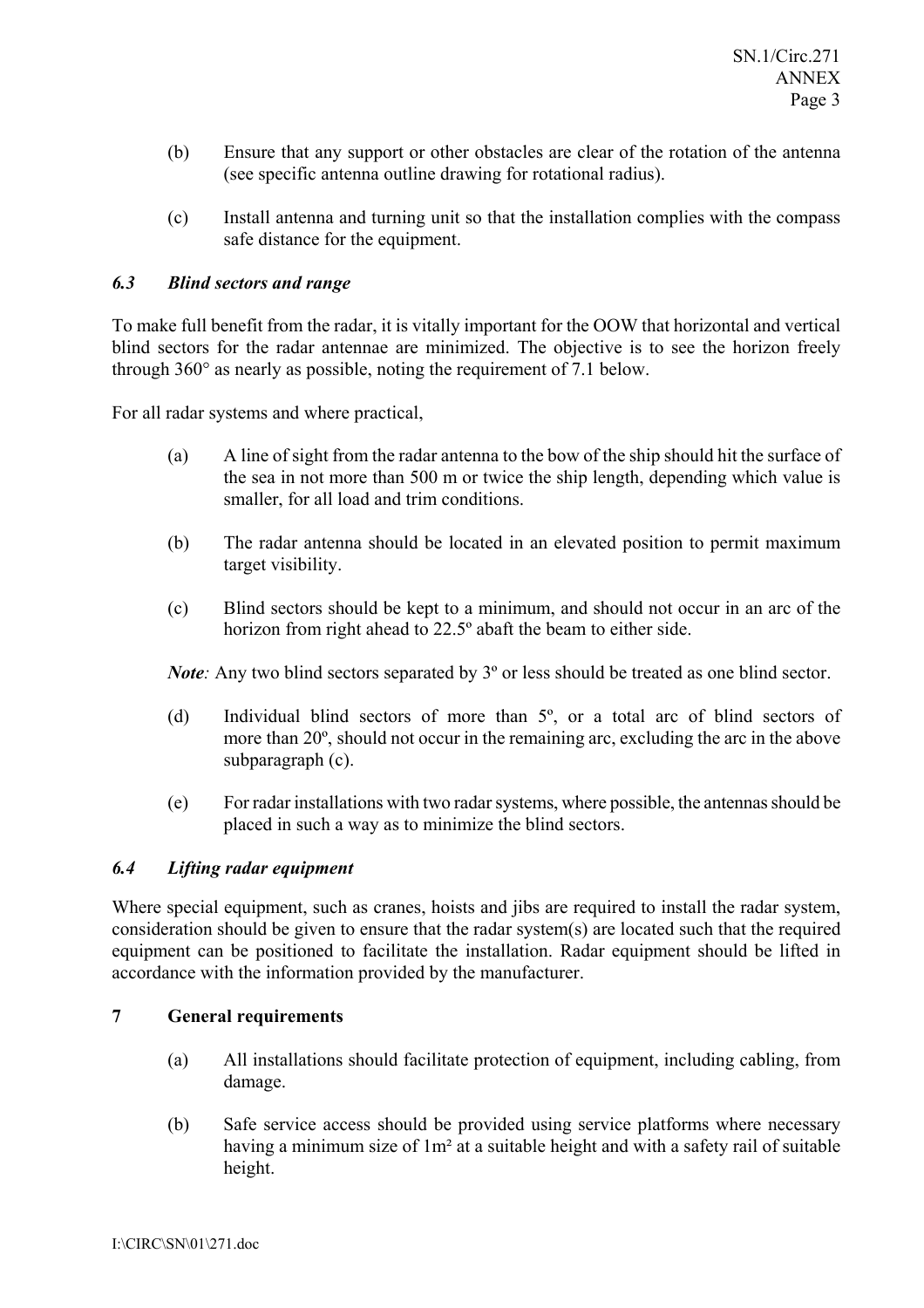(b) Ensure that any support or other obstacles are clear of the rotation of the antenna (see specific antenna outline drawing for rotational radius).

(c) Install antenna and turning unit so that the installation complies with the compass safe distance for the equipment.

### *6.3 Blind sectors and range*

To make full benefit from the radar, it is vitally important for the OOW that horizontal and vertical blind sectors for the radar antennae are minimized. The objective is to see the horizon freely through 360° as nearly as possible, noting the requirement of 7.1 below.

For all radar systems and where practical,

(a) A line of sight from the radar antenna to the bow of the ship should hit the surface of the sea in not more than 500 m or twice the ship length, depending which value is smaller, for all load and trim conditions.

(b) The radar antenna should be located in an elevated position to permit maximum target visibility.

(c) Blind sectors should be kept to a minimum, and should not occur in an arc of the horizon from right ahead to 22.5º abaft the beam to either side.

***Note**:* Any two blind sectors separated by 3º or less should be treated as one blind sector.

(d) Individual blind sectors of more than 5º, or a total arc of blind sectors of more than 20º, should not occur in the remaining arc, excluding the arc in the above subparagraph (c).

(e) For radar installations with two radar systems, where possible, the antennas should be placed in such a way as to minimize the blind sectors.

### *6.4 Lifting radar equipment*

Where special equipment, such as cranes, hoists and jibs are required to install the radar system, consideration should be given to ensure that the radar system(s) are located such that the required equipment can be positioned to facilitate the installation. Radar equipment should be lifted in accordance with the information provided by the manufacturer.

## 7 General requirements

(a) All installations should facilitate protection of equipment, including cabling, from damage.

(b) Safe service access should be provided using service platforms where necessary having a minimum size of 1m² at a suitable height and with a safety rail of suitable height.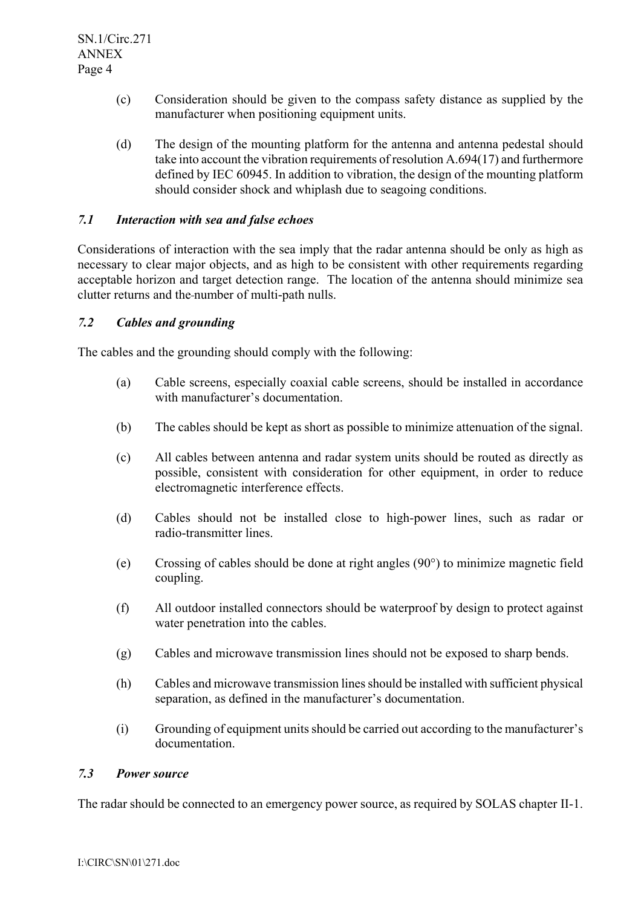(c) Consideration should be given to the compass safety distance as supplied by the manufacturer when positioning equipment units.

(d) The design of the mounting platform for the antenna and antenna pedestal should take into account the vibration requirements of resolution A.694(17) and furthermore defined by IEC 60945. In addition to vibration, the design of the mounting platform should consider shock and whiplash due to seagoing conditions.

### *7.1 Interaction with sea and false echoes*

Considerations of interaction with the sea imply that the radar antenna should be only as high as necessary to clear major objects, and as high to be consistent with other requirements regarding acceptable horizon and target detection range. The location of the antenna should minimize sea clutter returns and the number of multi-path nulls.

### *7.2 Cables and grounding*

The cables and the grounding should comply with the following:

(a) Cable screens, especially coaxial cable screens, should be installed in accordance with manufacturer's documentation.

(b) The cables should be kept as short as possible to minimize attenuation of the signal.

(c) All cables between antenna and radar system units should be routed as directly as possible, consistent with consideration for other equipment, in order to reduce electromagnetic interference effects.

(d) Cables should not be installed close to high-power lines, such as radar or radio-transmitter lines.

(e) Crossing of cables should be done at right angles (90°) to minimize magnetic field coupling.

(f) All outdoor installed connectors should be waterproof by design to protect against water penetration into the cables.

(g) Cables and microwave transmission lines should not be exposed to sharp bends.

(h) Cables and microwave transmission lines should be installed with sufficient physical separation, as defined in the manufacturer's documentation.

(i) Grounding of equipment units should be carried out according to the manufacturer's documentation.

### *7.3 Power source*

The radar should be connected to an emergency power source, as required by SOLAS chapter II-1.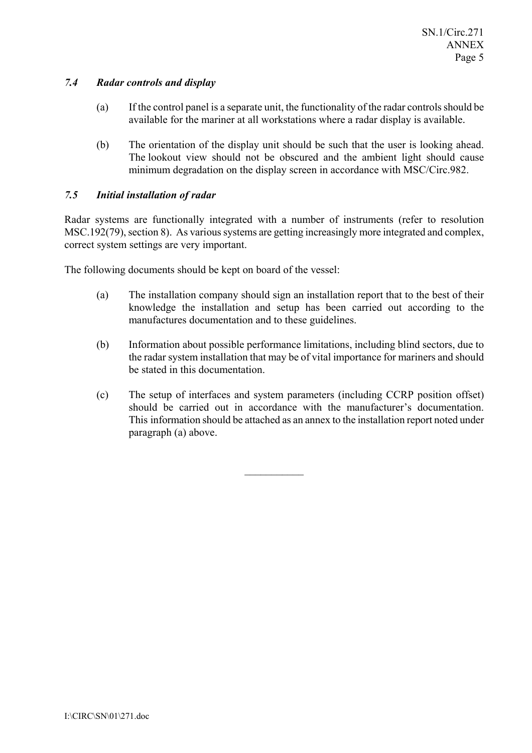### *7.4 Radar controls and display*

(a) If the control panel is a separate unit, the functionality of the radar controls should be available for the mariner at all workstations where a radar display is available.

(b) The orientation of the display unit should be such that the user is looking ahead. The lookout view should not be obscured and the ambient light should cause minimum degradation on the display screen in accordance with MSC/Circ.982.

### *7.5 Initial installation of radar*

Radar systems are functionally integrated with a number of instruments (refer to resolution MSC.192(79), section 8). As various systems are getting increasingly more integrated and complex, correct system settings are very important.

The following documents should be kept on board of the vessel:

(a) The installation company should sign an installation report that to the best of their knowledge the installation and setup has been carried out according to the manufactures documentation and to these guidelines.

(b) Information about possible performance limitations, including blind sectors, due to the radar system installation that may be of vital importance for mariners and should be stated in this documentation.

(c) The setup of interfaces and system parameters (including CCRP position offset) should be carried out in accordance with the manufacturer's documentation. This information should be attached as an annex to the installation report noted under paragraph (a) above.

___________